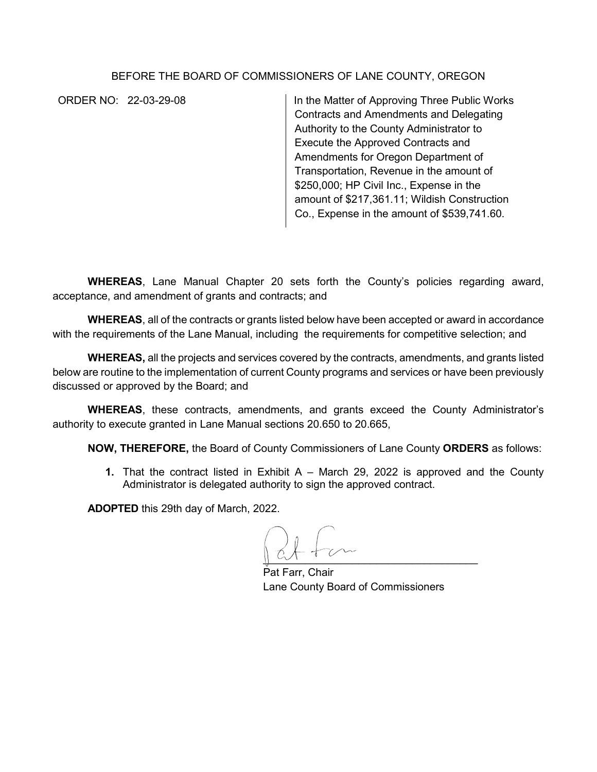BEFORE THE BOARD OF COMMISSIONERS OF LANE COUNTY, OREGON

ORDER NO: 22-03-29-08

In the Matter of Approving Three Public Works Contracts and Amendments and Delegating Authority to the County Administrator to Execute the Approved Contracts and Amendments for Oregon Department of Transportation, Revenue in the amount of $250,000; HP Civil Inc., Expense in the amount of $217,361.11; Wildish Construction Co., Expense in the amount of $539,741.60.

**WHEREAS**, Lane Manual Chapter 20 sets forth the County's policies regarding award, acceptance, and amendment of grants and contracts; and

**WHEREAS**, all of the contracts or grants listed below have been accepted or award in accordance with the requirements of the Lane Manual, including the requirements for competitive selection; and

**WHEREAS,** all the projects and services covered by the contracts, amendments, and grants listed below are routine to the implementation of current County programs and services or have been previously discussed or approved by the Board; and

**WHEREAS**, these contracts, amendments, and grants exceed the County Administrator's authority to execute granted in Lane Manual sections 20.650 to 20.665,

**NOW, THEREFORE,** the Board of County Commissioners of Lane County **ORDERS** as follows:

1. That the contract listed in Exhibit A – March 29, 2022 is approved and the County Administrator is delegated authority to sign the approved contract.

**ADOPTED** this 29th day of March, 2022.

Pat Farr, Chair
Lane County Board of Commissioners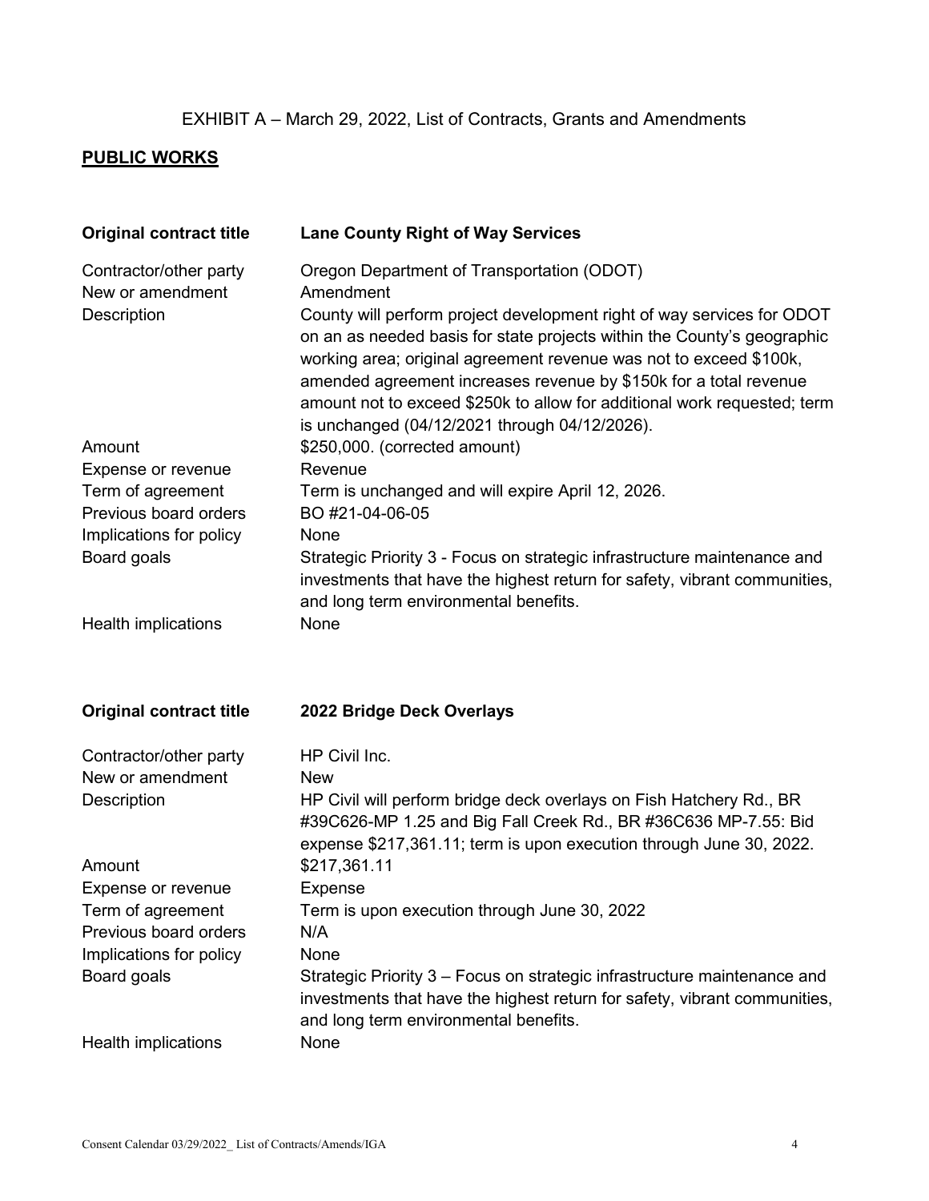EXHIBIT A – March 29, 2022, List of Contracts, Grants and Amendments

## PUBLIC WORKS

| **Original contract title** | **Lane County Right of Way Services** |
|---|---|
| Contractor/other party | Oregon Department of Transportation (ODOT) |
| New or amendment | Amendment |
| Description | County will perform project development right of way services for ODOT on an as needed basis for state projects within the County's geographic working area; original agreement revenue was not to exceed $100k, amended agreement increases revenue by $150k for a total revenue amount not to exceed $250k to allow for additional work requested; term is unchanged (04/12/2021 through 04/12/2026). |
| Amount | $250,000. (corrected amount) |
| Expense or revenue | Revenue |
| Term of agreement | Term is unchanged and will expire April 12, 2026. |
| Previous board orders | BO #21-04-06-05 |
| Implications for policy | None |
| Board goals | Strategic Priority 3 - Focus on strategic infrastructure maintenance and investments that have the highest return for safety, vibrant communities, and long term environmental benefits. |
| Health implications | None |

| **Original contract title** | **2022 Bridge Deck Overlays** |
|---|---|
| Contractor/other party | HP Civil Inc. |
| New or amendment | New |
| Description | HP Civil will perform bridge deck overlays on Fish Hatchery Rd., BR #39C626-MP 1.25 and Big Fall Creek Rd., BR #36C636 MP-7.55: Bid expense $217,361.11; term is upon execution through June 30, 2022. |
| Amount | $217,361.11 |
| Expense or revenue | Expense |
| Term of agreement | Term is upon execution through June 30, 2022 |
| Previous board orders | N/A |
| Implications for policy | None |
| Board goals | Strategic Priority 3 – Focus on strategic infrastructure maintenance and investments that have the highest return for safety, vibrant communities, and long term environmental benefits. |
| Health implications | None |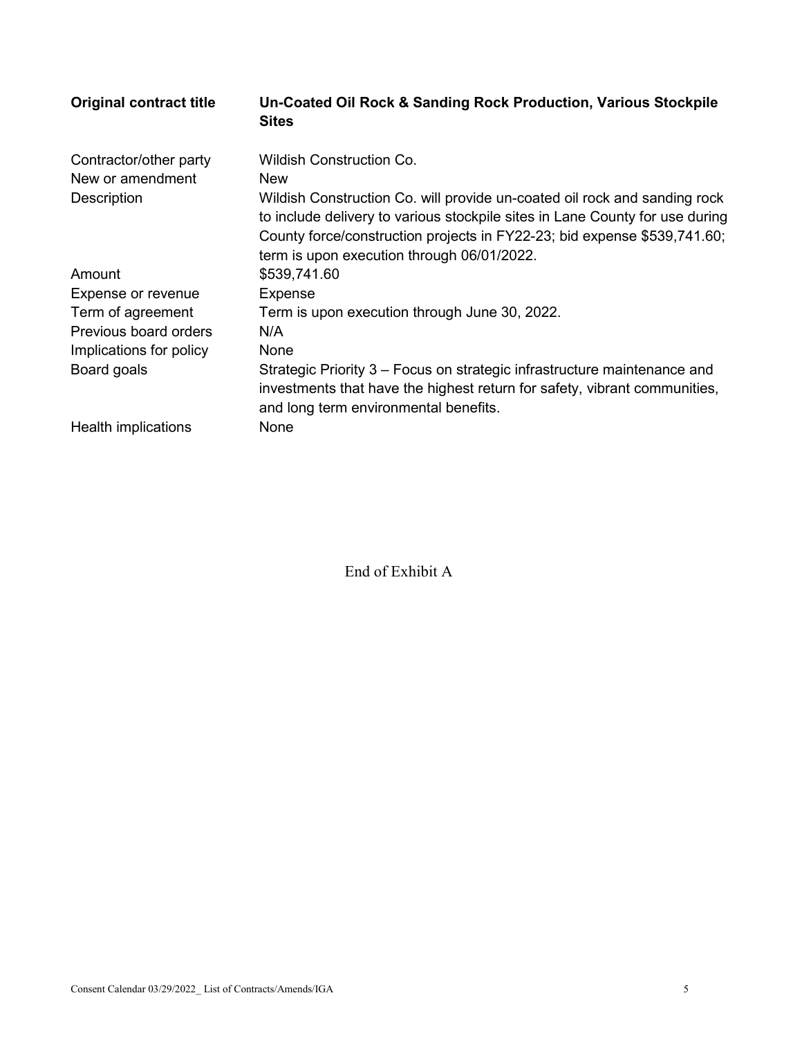| **Original contract title** | **Un-Coated Oil Rock & Sanding Rock Production, Various Stockpile Sites** |
|---|---|
| Contractor/other party | Wildish Construction Co. |
| New or amendment | New |
| Description | Wildish Construction Co. will provide un-coated oil rock and sanding rock to include delivery to various stockpile sites in Lane County for use during County force/construction projects in FY22-23; bid expense $539,741.60; term is upon execution through 06/01/2022. |
| Amount | $539,741.60 |
| Expense or revenue | Expense |
| Term of agreement | Term is upon execution through June 30, 2022. |
| Previous board orders | N/A |
| Implications for policy | None |
| Board goals | Strategic Priority 3 – Focus on strategic infrastructure maintenance and investments that have the highest return for safety, vibrant communities, and long term environmental benefits. |
| Health implications | None |

End of Exhibit A